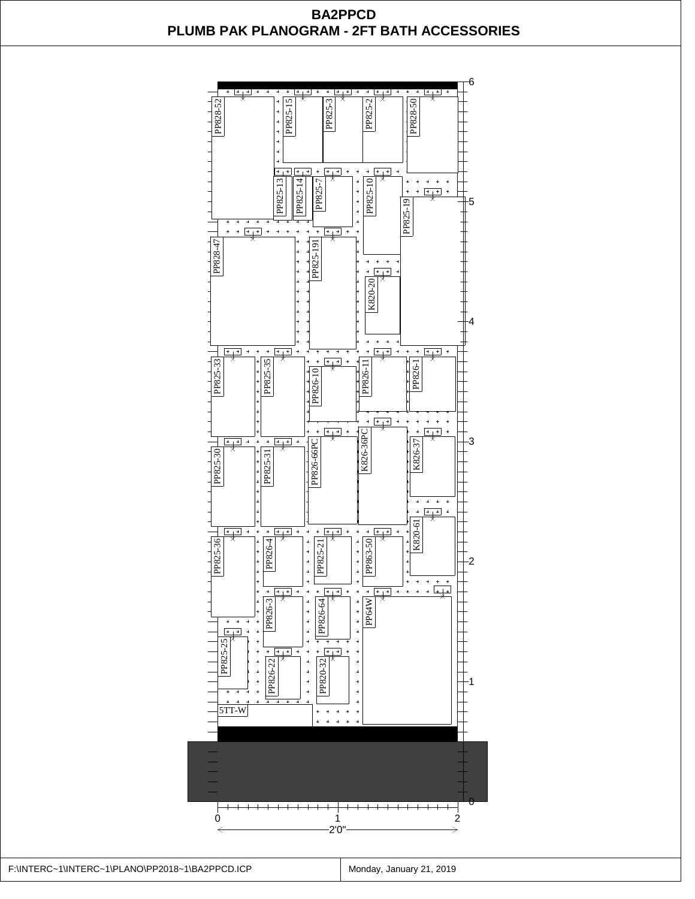# BA2PPCD
## PLUMB PAK PLANOGRAM - 2FT BATH ACCESSORIES

PP828-52
PP825-15
PP825-3
PP825-2
PP828-50
PP825-13
PP825-14
PP825-7
PP825-10
PP825-19
PP828-47
PP825-191
K820-20
PP825-33
PP825-35
PP826-10
PP826-11
PP826-1
PP825-30
PP825-31
PP826-66PC
K826-36PC
K826-37
PP825-36
PP826-4
PP825-21
PP863-50
K820-61
PP826-3
PP826-64
PP64W
PP825-25
PP826-22
PP820-32
5TT-W

6
5
4
3
2
1
0

0
1
2

2'0"

F:\INTERC~1\INTERC~1\PLANO\PP2018~1\BA2PPCD.ICP | Monday, January 21, 2019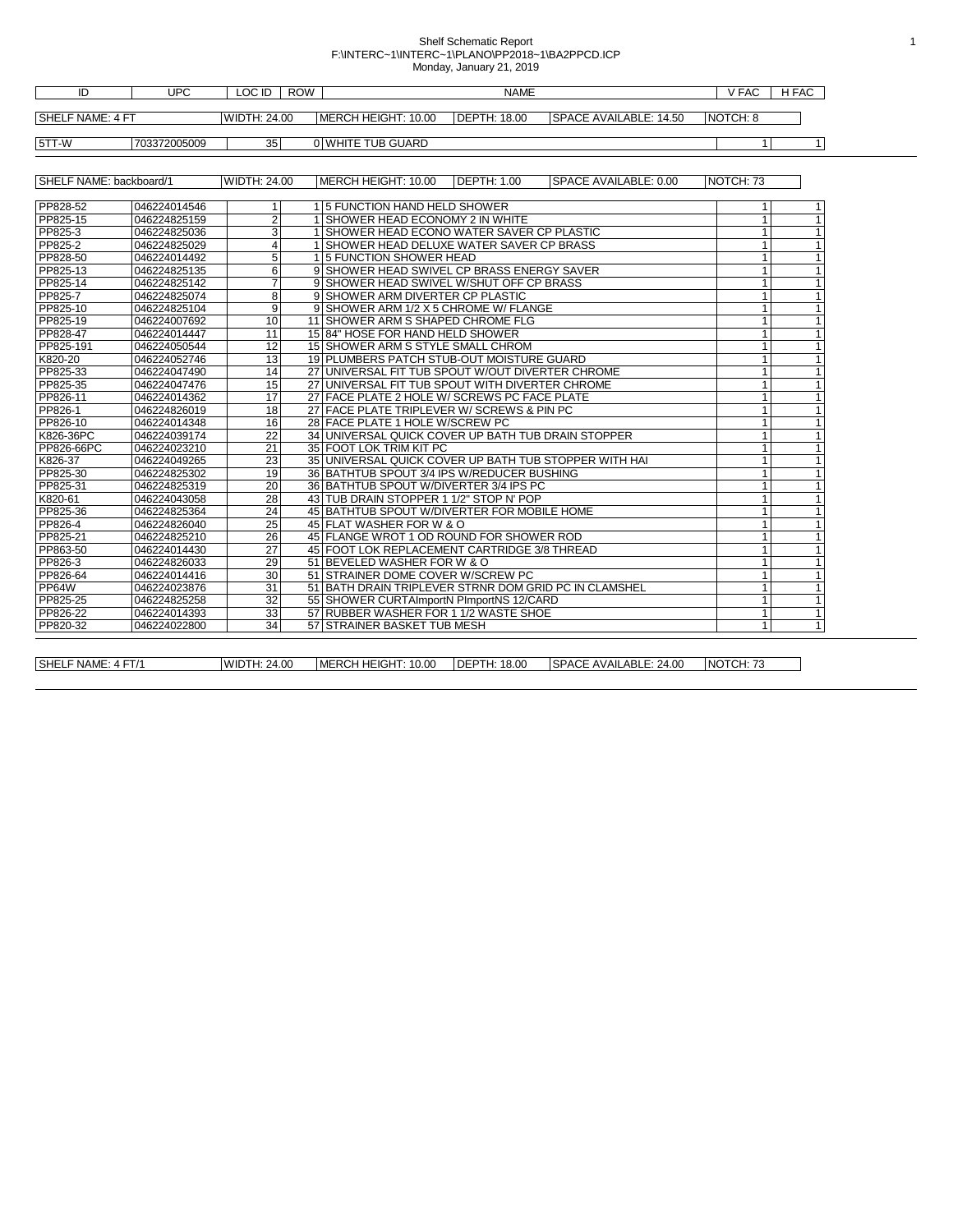Shelf Schematic Report
F:\INTERC~1\INTERC~1\PLANO\PP2018~1\BA2PPCD.ICP
Monday, January 21, 2019

| ID | UPC | LOC ID | ROW | NAME | V FAC | H FAC |
|---|---|---|---|---|---|---|

| SHELF NAME: 4 FT | WIDTH: 24.00 | MERCH HEIGHT: 10.00 | DEPTH: 18.00 | SPACE AVAILABLE: 14.50 | NOTCH: 8 |
|---|---|---|---|---|---|

| | | | | | | |
|---|---|---|---|---|---|---|
| 5TT-W | 703372005009 | 35 | 0 | WHITE TUB GUARD | 1 | 1 |

| SHELF NAME: backboard/1 | WIDTH: 24.00 | MERCH HEIGHT: 10.00 | DEPTH: 1.00 | SPACE AVAILABLE: 0.00 | NOTCH: 73 |
|---|---|---|---|---|---|

| | | | | | | |
|---|---|---|---|---|---|---|
| PP828-52 | 046224014546 | 1 | 1 | 5 FUNCTION HAND HELD SHOWER | 1 | 1 |
| PP825-15 | 046224825159 | 2 | 1 | SHOWER HEAD ECONOMY 2 IN WHITE | 1 | 1 |
| PP825-3 | 046224825036 | 3 | 1 | SHOWER HEAD ECONO WATER SAVER CP PLASTIC | 1 | 1 |
| PP825-2 | 046224825029 | 4 | 1 | SHOWER HEAD DELUXE WATER SAVER CP BRASS | 1 | 1 |
| PP828-50 | 046224014492 | 5 | 1 | 5 FUNCTION SHOWER HEAD | 1 | 1 |
| PP825-13 | 046224825135 | 6 | 9 | SHOWER HEAD SWIVEL CP BRASS ENERGY SAVER | 1 | 1 |
| PP825-14 | 046224825142 | 7 | 9 | SHOWER HEAD SWIVEL W/SHUT OFF CP BRASS | 1 | 1 |
| PP825-7 | 046224825074 | 8 | 9 | SHOWER ARM DIVERTER CP PLASTIC | 1 | 1 |
| PP825-10 | 046224825104 | 9 | 9 | SHOWER ARM 1/2 X 5 CHROME W/ FLANGE | 1 | 1 |
| PP825-19 | 046224007692 | 10 | 11 | SHOWER ARM S SHAPED CHROME FLG | 1 | 1 |
| PP828-47 | 046224014447 | 11 | 15 | 84" HOSE FOR HAND HELD SHOWER | 1 | 1 |
| PP825-191 | 046224050544 | 12 | 15 | SHOWER ARM S STYLE SMALL CHROM | 1 | 1 |
| K820-20 | 046224052746 | 13 | 19 | PLUMBERS PATCH STUB-OUT MOISTURE GUARD | 1 | 1 |
| PP825-33 | 046224047490 | 14 | 27 | UNIVERSAL FIT TUB SPOUT W/OUT DIVERTER CHROME | 1 | 1 |
| PP825-35 | 046224047476 | 15 | 27 | UNIVERSAL FIT TUB SPOUT WITH DIVERTER CHROME | 1 | 1 |
| PP826-11 | 046224014362 | 17 | 27 | FACE PLATE 2 HOLE W/ SCREWS PC FACE PLATE | 1 | 1 |
| PP826-1 | 046224826019 | 18 | 27 | FACE PLATE TRIPLEVER W/ SCREWS & PIN PC | 1 | 1 |
| PP826-10 | 046224014348 | 16 | 28 | FACE PLATE 1 HOLE W/SCREW PC | 1 | 1 |
| K826-36PC | 046224039174 | 22 | 34 | UNIVERSAL QUICK COVER UP BATH TUB DRAIN STOPPER | 1 | 1 |
| PP826-66PC | 046224023210 | 21 | 35 | FOOT LOK TRIM KIT PC | 1 | 1 |
| K826-37 | 046224049265 | 23 | 35 | UNIVERSAL QUICK COVER UP BATH TUB STOPPER WITH HAI | 1 | 1 |
| PP825-30 | 046224825302 | 19 | 36 | BATHTUB SPOUT 3/4 IPS W/REDUCER BUSHING | 1 | 1 |
| PP825-31 | 046224825319 | 20 | 36 | BATHTUB SPOUT W/DIVERTER 3/4 IPS PC | 1 | 1 |
| K820-61 | 046224043058 | 28 | 43 | TUB DRAIN STOPPER 1 1/2" STOP N' POP | 1 | 1 |
| PP825-36 | 046224825364 | 24 | 45 | BATHTUB SPOUT W/DIVERTER FOR MOBILE HOME | 1 | 1 |
| PP826-4 | 046224826040 | 25 | 45 | FLAT WASHER FOR W & O | 1 | 1 |
| PP825-21 | 046224825210 | 26 | 45 | FLANGE WROT 1 OD ROUND FOR SHOWER ROD | 1 | 1 |
| PP863-50 | 046224014430 | 27 | 45 | FOOT LOK REPLACEMENT CARTRIDGE 3/8 THREAD | 1 | 1 |
| PP826-3 | 046224826033 | 29 | 51 | BEVELED WASHER FOR W & O | 1 | 1 |
| PP826-64 | 046224014416 | 30 | 51 | STRAINER DOME COVER W/SCREW PC | 1 | 1 |
| PP64W | 046224023876 | 31 | 51 | BATH DRAIN TRIPLEVER STRNR DOM GRID PC IN CLAMSHEL | 1 | 1 |
| PP825-25 | 046224825258 | 32 | 55 | SHOWER CURTAImportN PImportNS 12/CARD | 1 | 1 |
| PP826-22 | 046224014393 | 33 | 57 | RUBBER WASHER FOR 1 1/2 WASTE SHOE | 1 | 1 |
| PP820-32 | 046224022800 | 34 | 57 | STRAINER BASKET TUB MESH | 1 | 1 |

| SHELF NAME: 4 FT/1 | WIDTH: 24.00 | MERCH HEIGHT: 10.00 | DEPTH: 18.00 | SPACE AVAILABLE: 24.00 | NOTCH: 73 |
|---|---|---|---|---|---|